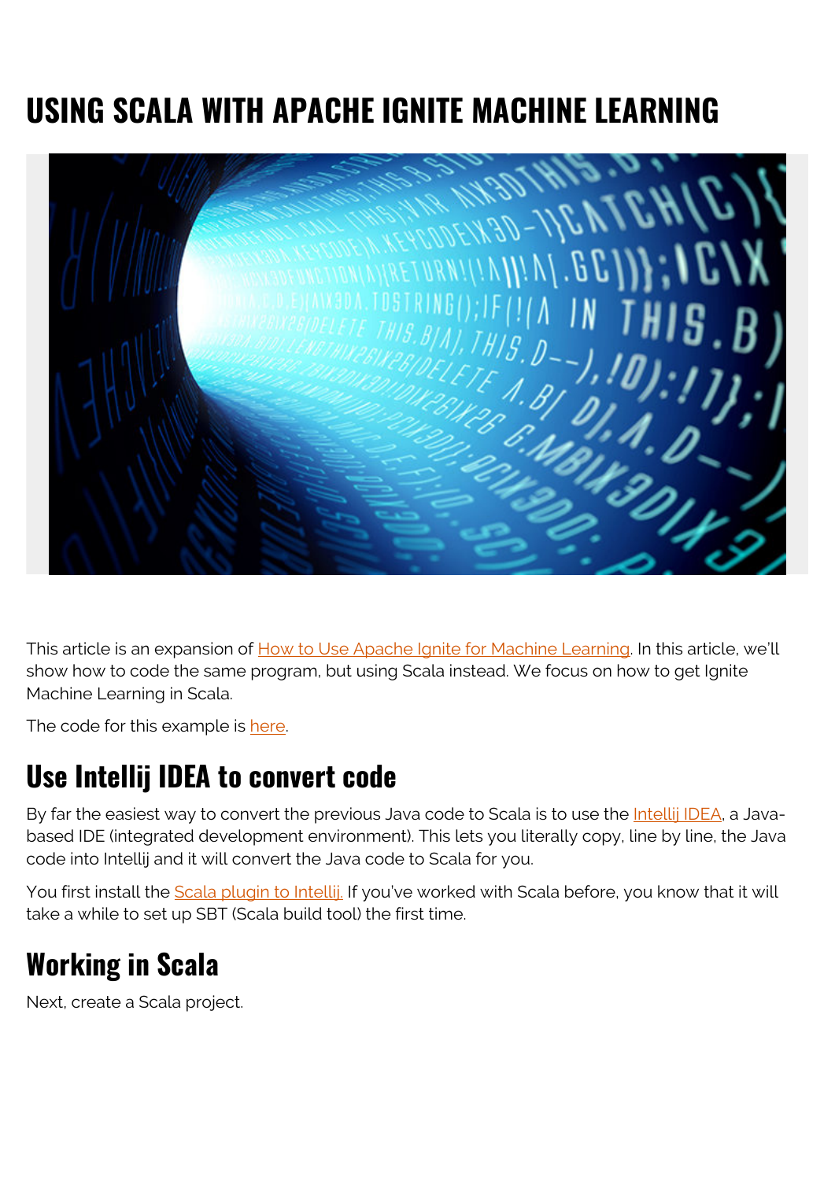# USING SCALA WITH APACHE IGNITE MACHINE LEARNING

This article is an expansion of How to Use Apache Ignite for Machine Learning. In this article, we'll show how to code the same program, but using Scala instead. We focus on how to get Ignite Machine Learning in Scala.

The code for this example is here.

## Use Intellij IDEA to convert code

By far the easiest way to convert the previous Java code to Scala is to use the Intellij IDEA, a Java-based IDE (integrated development environment). This lets you literally copy, line by line, the Java code into Intellij and it will convert the Java code to Scala for you.

You first install the Scala plugin to Intellij. If you've worked with Scala before, you know that it will take a while to set up SBT (Scala build tool) the first time.

## Working in Scala

Next, create a Scala project.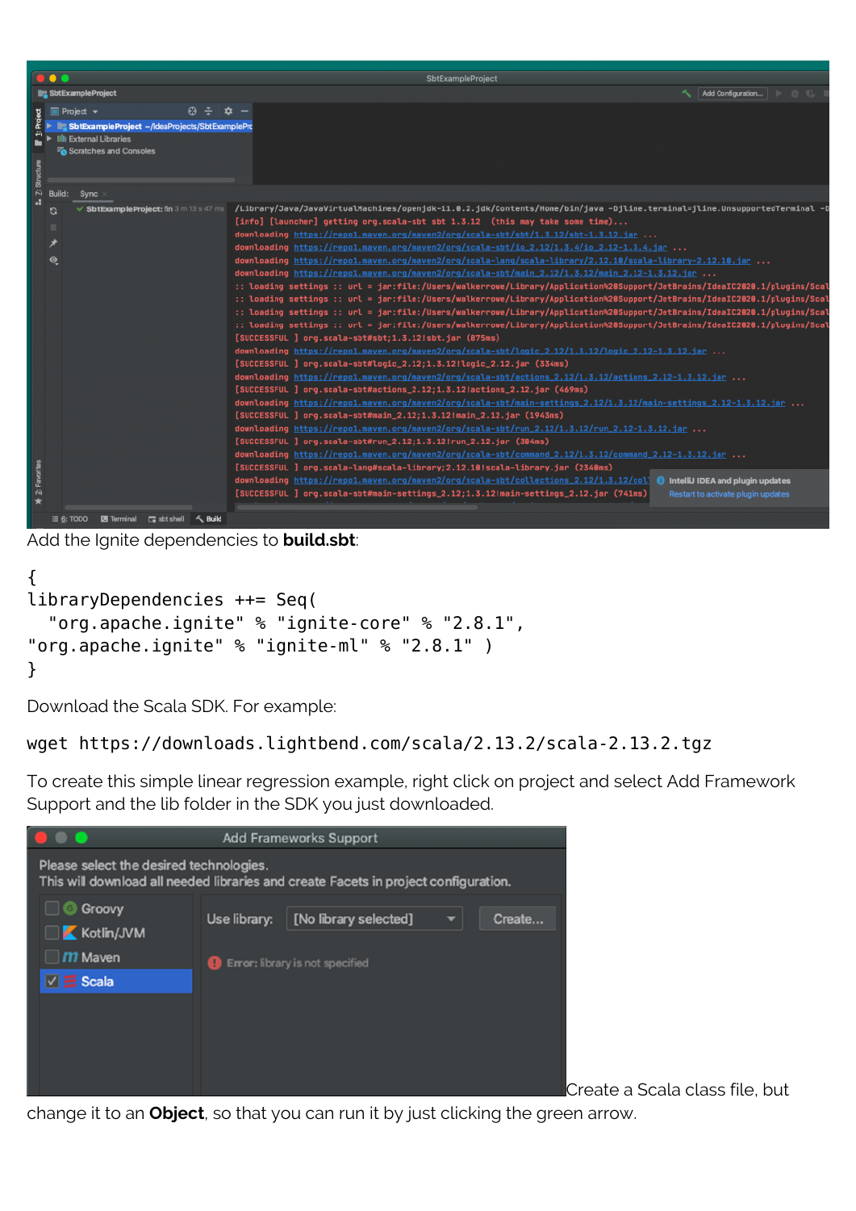Add the Ignite dependencies to **build.sbt**:

```
{
libraryDependencies ++= Seq(
  "org.apache.ignite" % "ignite-core" % "2.8.1",
"org.apache.ignite" % "ignite-ml" % "2.8.1" )
}
```

Download the Scala SDK. For example:

```
wget https://downloads.lightbend.com/scala/2.13.2/scala-2.13.2.tgz
```

To create this simple linear regression example, right click on project and select Add Framework Support and the lib folder in the SDK you just downloaded.

Create a Scala class file, but change it to an **Object**, so that you can run it by just clicking the green arrow.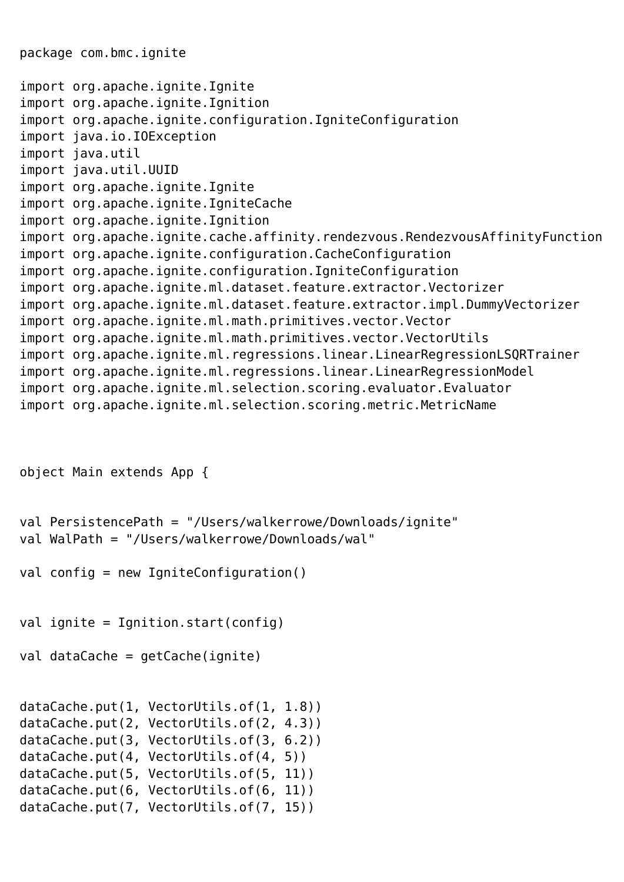```
package com.bmc.ignite

import org.apache.ignite.Ignite
import org.apache.ignite.Ignition
import org.apache.ignite.configuration.IgniteConfiguration
import java.io.IOException
import java.util
import java.util.UUID
import org.apache.ignite.Ignite
import org.apache.ignite.IgniteCache
import org.apache.ignite.Ignition
import org.apache.ignite.cache.affinity.rendezvous.RendezvousAffinityFunction
import org.apache.ignite.configuration.CacheConfiguration
import org.apache.ignite.configuration.IgniteConfiguration
import org.apache.ignite.ml.dataset.feature.extractor.Vectorizer
import org.apache.ignite.ml.dataset.feature.extractor.impl.DummyVectorizer
import org.apache.ignite.ml.math.primitives.vector.Vector
import org.apache.ignite.ml.math.primitives.vector.VectorUtils
import org.apache.ignite.ml.regressions.linear.LinearRegressionLSQRTrainer
import org.apache.ignite.ml.regressions.linear.LinearRegressionModel
import org.apache.ignite.ml.selection.scoring.evaluator.Evaluator
import org.apache.ignite.ml.selection.scoring.metric.MetricName



object Main extends App {


val PersistencePath = "/Users/walkerrowe/Downloads/ignite"
val WalPath = "/Users/walkerrowe/Downloads/wal"

val config = new IgniteConfiguration()


val ignite = Ignition.start(config)

val dataCache = getCache(ignite)


dataCache.put(1, VectorUtils.of(1, 1.8))
dataCache.put(2, VectorUtils.of(2, 4.3))
dataCache.put(3, VectorUtils.of(3, 6.2))
dataCache.put(4, VectorUtils.of(4, 5))
dataCache.put(5, VectorUtils.of(5, 11))
dataCache.put(6, VectorUtils.of(6, 11))
dataCache.put(7, VectorUtils.of(7, 15))
```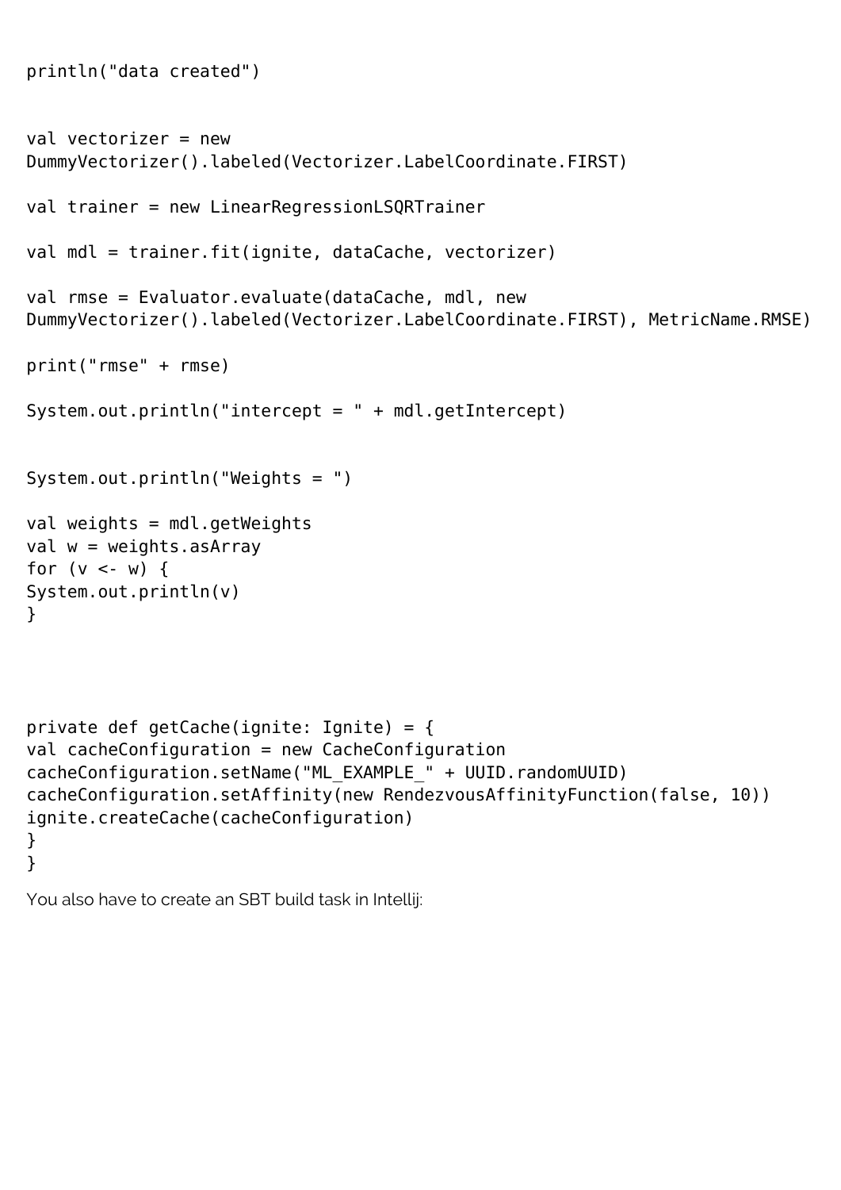```
println("data created")


val vectorizer = new
DummyVectorizer().labeled(Vectorizer.LabelCoordinate.FIRST)

val trainer = new LinearRegressionLSQRTrainer

val mdl = trainer.fit(ignite, dataCache, vectorizer)

val rmse = Evaluator.evaluate(dataCache, mdl, new
DummyVectorizer().labeled(Vectorizer.LabelCoordinate.FIRST), MetricName.RMSE)

print("rmse" + rmse)

System.out.println("intercept = " + mdl.getIntercept)


System.out.println("Weights = ")

val weights = mdl.getWeights
val w = weights.asArray
for (v <- w) {
System.out.println(v)
}




private def getCache(ignite: Ignite) = {
val cacheConfiguration = new CacheConfiguration
cacheConfiguration.setName("ML_EXAMPLE_" + UUID.randomUUID)
cacheConfiguration.setAffinity(new RendezvousAffinityFunction(false, 10))
ignite.createCache(cacheConfiguration)
}
}
```

You also have to create an SBT build task in Intellij: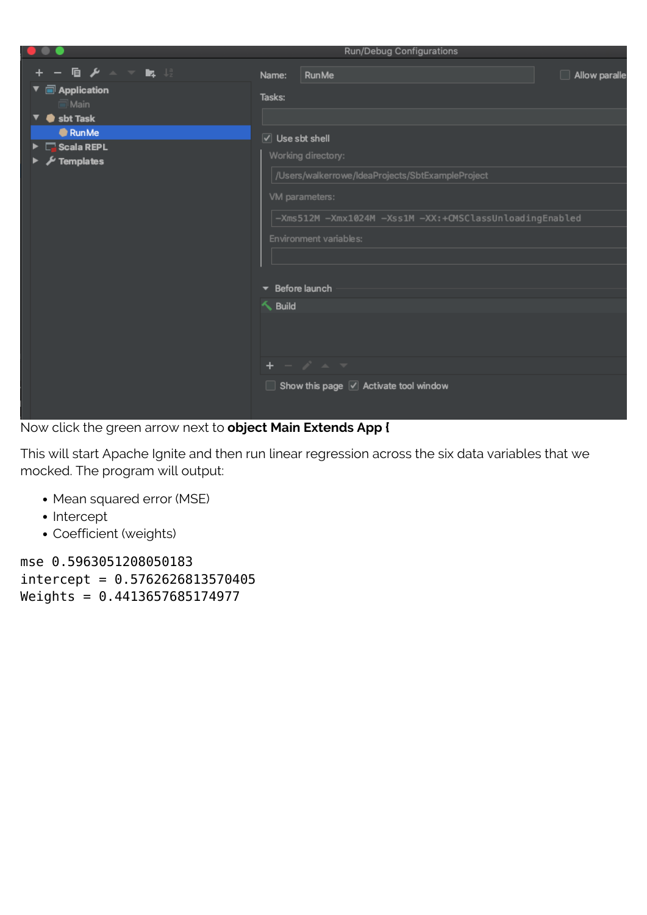Now click the green arrow next to **object Main Extends App {**

This will start Apache Ignite and then run linear regression across the six data variables that we mocked. The program will output:

- Mean squared error (MSE)
- Intercept
- Coefficient (weights)

```
mse 0.5963051208050183
intercept = 0.5762626813570405
Weights = 0.4413657685174977
```